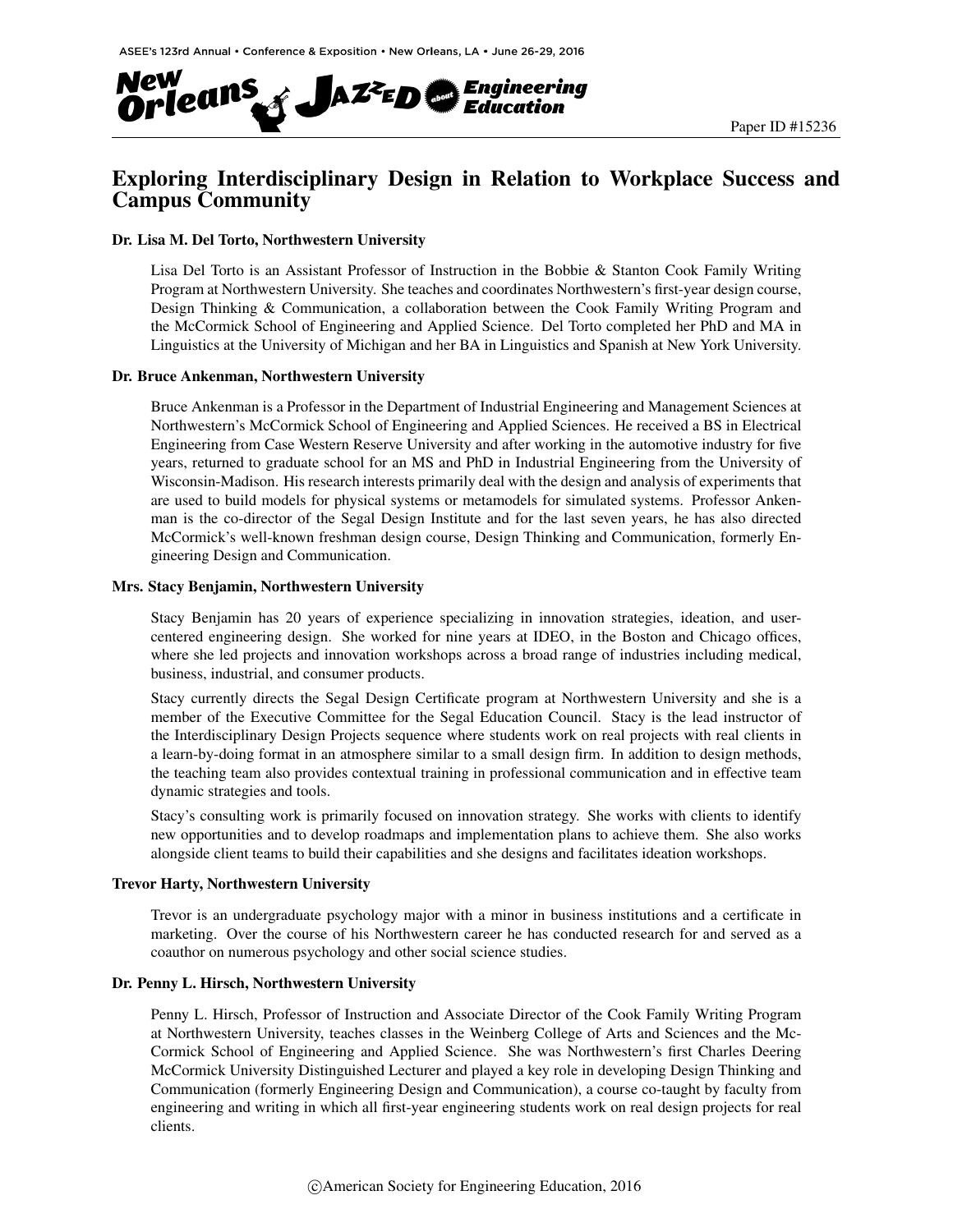Paper ID #15236

# Exploring Interdisciplinary Design in Relation to Workplace Success and Campus Community

### Dr. Lisa M. Del Torto, Northwestern University

Lisa Del Torto is an Assistant Professor of Instruction in the Bobbie & Stanton Cook Family Writing Program at Northwestern University. She teaches and coordinates Northwestern's first-year design course, Design Thinking & Communication, a collaboration between the Cook Family Writing Program and the McCormick School of Engineering and Applied Science. Del Torto completed her PhD and MA in Linguistics at the University of Michigan and her BA in Linguistics and Spanish at New York University.

### Dr. Bruce Ankenman, Northwestern University

Bruce Ankenman is a Professor in the Department of Industrial Engineering and Management Sciences at Northwestern's McCormick School of Engineering and Applied Sciences. He received a BS in Electrical Engineering from Case Western Reserve University and after working in the automotive industry for five years, returned to graduate school for an MS and PhD in Industrial Engineering from the University of Wisconsin-Madison. His research interests primarily deal with the design and analysis of experiments that are used to build models for physical systems or metamodels for simulated systems. Professor Ankenman is the co-director of the Segal Design Institute and for the last seven years, he has also directed McCormick's well-known freshman design course, Design Thinking and Communication, formerly Engineering Design and Communication.

### Mrs. Stacy Benjamin, Northwestern University

Stacy Benjamin has 20 years of experience specializing in innovation strategies, ideation, and user-centered engineering design. She worked for nine years at IDEO, in the Boston and Chicago offices, where she led projects and innovation workshops across a broad range of industries including medical, business, industrial, and consumer products.

Stacy currently directs the Segal Design Certificate program at Northwestern University and she is a member of the Executive Committee for the Segal Education Council. Stacy is the lead instructor of the Interdisciplinary Design Projects sequence where students work on real projects with real clients in a learn-by-doing format in an atmosphere similar to a small design firm. In addition to design methods, the teaching team also provides contextual training in professional communication and in effective team dynamic strategies and tools.

Stacy's consulting work is primarily focused on innovation strategy. She works with clients to identify new opportunities and to develop roadmaps and implementation plans to achieve them. She also works alongside client teams to build their capabilities and she designs and facilitates ideation workshops.

### Trevor Harty, Northwestern University

Trevor is an undergraduate psychology major with a minor in business institutions and a certificate in marketing. Over the course of his Northwestern career he has conducted research for and served as a coauthor on numerous psychology and other social science studies.

### Dr. Penny L. Hirsch, Northwestern University

Penny L. Hirsch, Professor of Instruction and Associate Director of the Cook Family Writing Program at Northwestern University, teaches classes in the Weinberg College of Arts and Sciences and the McCormick School of Engineering and Applied Science. She was Northwestern's first Charles Deering McCormick University Distinguished Lecturer and played a key role in developing Design Thinking and Communication (formerly Engineering Design and Communication), a course co-taught by faculty from engineering and writing in which all first-year engineering students work on real design projects for real clients.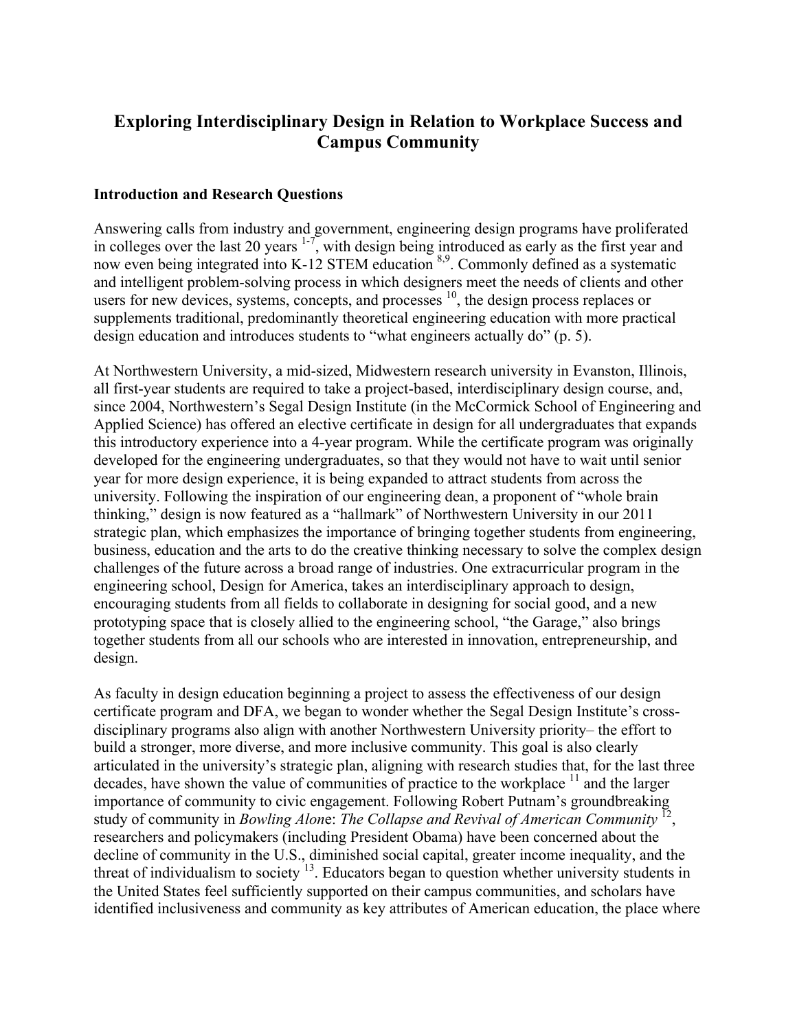# Exploring Interdisciplinary Design in Relation to Workplace Success and Campus Community

## Introduction and Research Questions

Answering calls from industry and government, engineering design programs have proliferated in colleges over the last 20 years [1-7], with design being introduced as early as the first year and now even being integrated into K-12 STEM education [8,9]. Commonly defined as a systematic and intelligent problem-solving process in which designers meet the needs of clients and other users for new devices, systems, concepts, and processes [10], the design process replaces or supplements traditional, predominantly theoretical engineering education with more practical design education and introduces students to "what engineers actually do" (p. 5).

At Northwestern University, a mid-sized, Midwestern research university in Evanston, Illinois, all first-year students are required to take a project-based, interdisciplinary design course, and, since 2004, Northwestern's Segal Design Institute (in the McCormick School of Engineering and Applied Science) has offered an elective certificate in design for all undergraduates that expands this introductory experience into a 4-year program. While the certificate program was originally developed for the engineering undergraduates, so that they would not have to wait until senior year for more design experience, it is being expanded to attract students from across the university. Following the inspiration of our engineering dean, a proponent of "whole brain thinking," design is now featured as a "hallmark" of Northwestern University in our 2011 strategic plan, which emphasizes the importance of bringing together students from engineering, business, education and the arts to do the creative thinking necessary to solve the complex design challenges of the future across a broad range of industries. One extracurricular program in the engineering school, Design for America, takes an interdisciplinary approach to design, encouraging students from all fields to collaborate in designing for social good, and a new prototyping space that is closely allied to the engineering school, "the Garage," also brings together students from all our schools who are interested in innovation, entrepreneurship, and design.

As faculty in design education beginning a project to assess the effectiveness of our design certificate program and DFA, we began to wonder whether the Segal Design Institute's cross-disciplinary programs also align with another Northwestern University priority– the effort to build a stronger, more diverse, and more inclusive community. This goal is also clearly articulated in the university's strategic plan, aligning with research studies that, for the last three decades, have shown the value of communities of practice to the workplace [11] and the larger importance of community to civic engagement. Following Robert Putnam's groundbreaking study of community in *Bowling Alone*: *The Collapse and Revival of American Community* [12], researchers and policymakers (including President Obama) have been concerned about the decline of community in the U.S., diminished social capital, greater income inequality, and the threat of individualism to society [13]. Educators began to question whether university students in the United States feel sufficiently supported on their campus communities, and scholars have identified inclusiveness and community as key attributes of American education, the place where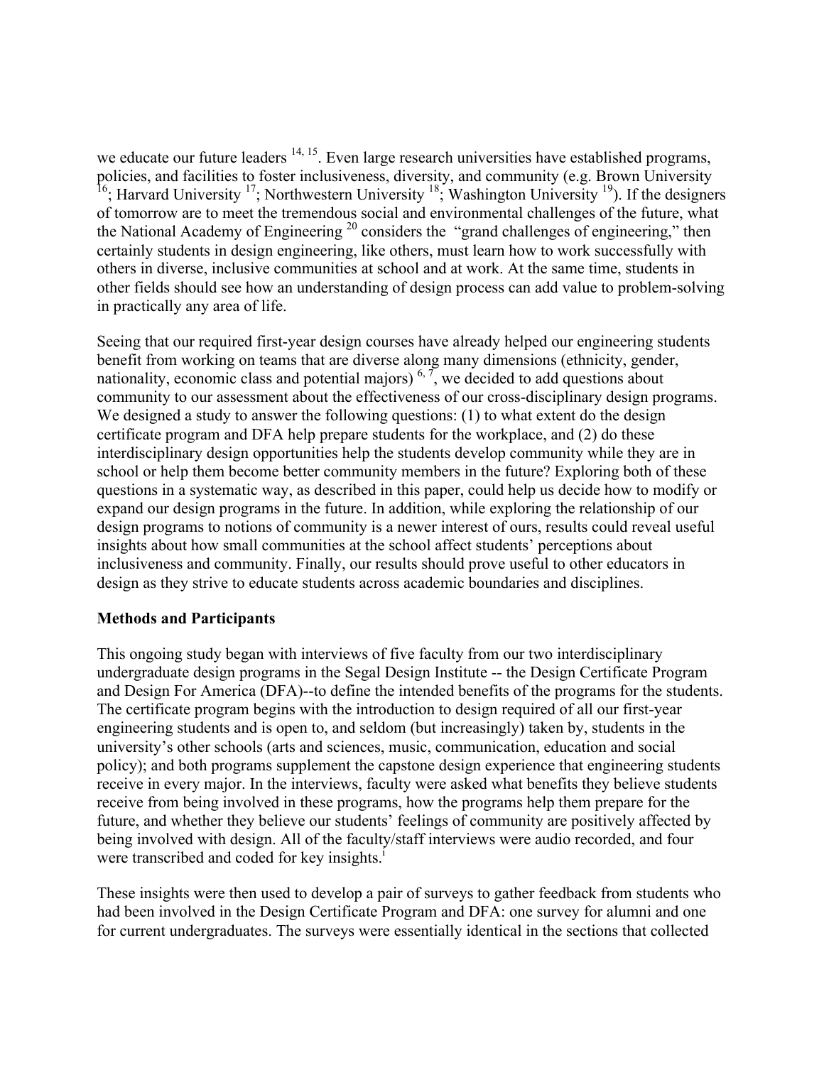we educate our future leaders [14, 15]. Even large research universities have established programs, policies, and facilities to foster inclusiveness, diversity, and community (e.g. Brown University [16]; Harvard University [17]; Northwestern University [18]; Washington University [19]). If the designers of tomorrow are to meet the tremendous social and environmental challenges of the future, what the National Academy of Engineering [20] considers the "grand challenges of engineering," then certainly students in design engineering, like others, must learn how to work successfully with others in diverse, inclusive communities at school and at work. At the same time, students in other fields should see how an understanding of design process can add value to problem-solving in practically any area of life.

Seeing that our required first-year design courses have already helped our engineering students benefit from working on teams that are diverse along many dimensions (ethnicity, gender, nationality, economic class and potential majors) [6, 7], we decided to add questions about community to our assessment about the effectiveness of our cross-disciplinary design programs. We designed a study to answer the following questions: (1) to what extent do the design certificate program and DFA help prepare students for the workplace, and (2) do these interdisciplinary design opportunities help the students develop community while they are in school or help them become better community members in the future? Exploring both of these questions in a systematic way, as described in this paper, could help us decide how to modify or expand our design programs in the future. In addition, while exploring the relationship of our design programs to notions of community is a newer interest of ours, results could reveal useful insights about how small communities at the school affect students' perceptions about inclusiveness and community. Finally, our results should prove useful to other educators in design as they strive to educate students across academic boundaries and disciplines.

**Methods and Participants**

This ongoing study began with interviews of five faculty from our two interdisciplinary undergraduate design programs in the Segal Design Institute -- the Design Certificate Program and Design For America (DFA)--to define the intended benefits of the programs for the students. The certificate program begins with the introduction to design required of all our first-year engineering students and is open to, and seldom (but increasingly) taken by, students in the university's other schools (arts and sciences, music, communication, education and social policy); and both programs supplement the capstone design experience that engineering students receive in every major. In the interviews, faculty were asked what benefits they believe students receive from being involved in these programs, how the programs help them prepare for the future, and whether they believe our students' feelings of community are positively affected by being involved with design. All of the faculty/staff interviews were audio recorded, and four were transcribed and coded for key insights.[i]

These insights were then used to develop a pair of surveys to gather feedback from students who had been involved in the Design Certificate Program and DFA: one survey for alumni and one for current undergraduates. The surveys were essentially identical in the sections that collected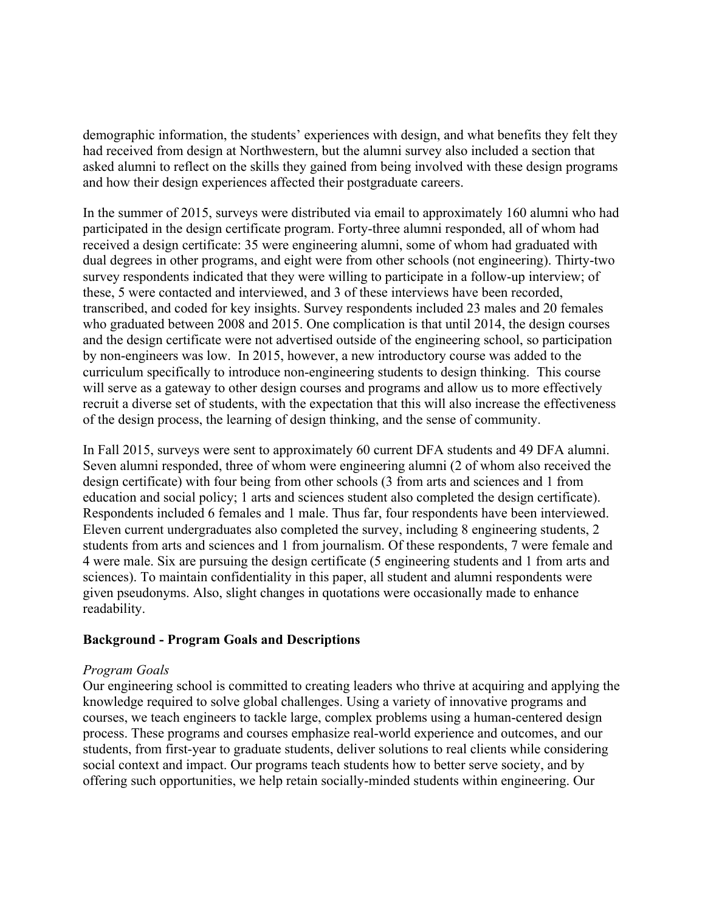demographic information, the students' experiences with design, and what benefits they felt they had received from design at Northwestern, but the alumni survey also included a section that asked alumni to reflect on the skills they gained from being involved with these design programs and how their design experiences affected their postgraduate careers.

In the summer of 2015, surveys were distributed via email to approximately 160 alumni who had participated in the design certificate program. Forty-three alumni responded, all of whom had received a design certificate: 35 were engineering alumni, some of whom had graduated with dual degrees in other programs, and eight were from other schools (not engineering). Thirty-two survey respondents indicated that they were willing to participate in a follow-up interview; of these, 5 were contacted and interviewed, and 3 of these interviews have been recorded, transcribed, and coded for key insights. Survey respondents included 23 males and 20 females who graduated between 2008 and 2015. One complication is that until 2014, the design courses and the design certificate were not advertised outside of the engineering school, so participation by non-engineers was low. In 2015, however, a new introductory course was added to the curriculum specifically to introduce non-engineering students to design thinking. This course will serve as a gateway to other design courses and programs and allow us to more effectively recruit a diverse set of students, with the expectation that this will also increase the effectiveness of the design process, the learning of design thinking, and the sense of community.

In Fall 2015, surveys were sent to approximately 60 current DFA students and 49 DFA alumni. Seven alumni responded, three of whom were engineering alumni (2 of whom also received the design certificate) with four being from other schools (3 from arts and sciences and 1 from education and social policy; 1 arts and sciences student also completed the design certificate). Respondents included 6 females and 1 male. Thus far, four respondents have been interviewed. Eleven current undergraduates also completed the survey, including 8 engineering students, 2 students from arts and sciences and 1 from journalism. Of these respondents, 7 were female and 4 were male. Six are pursuing the design certificate (5 engineering students and 1 from arts and sciences). To maintain confidentiality in this paper, all student and alumni respondents were given pseudonyms. Also, slight changes in quotations were occasionally made to enhance readability.

## Background - Program Goals and Descriptions

### *Program Goals*

Our engineering school is committed to creating leaders who thrive at acquiring and applying the knowledge required to solve global challenges. Using a variety of innovative programs and courses, we teach engineers to tackle large, complex problems using a human-centered design process. These programs and courses emphasize real-world experience and outcomes, and our students, from first-year to graduate students, deliver solutions to real clients while considering social context and impact. Our programs teach students how to better serve society, and by offering such opportunities, we help retain socially-minded students within engineering. Our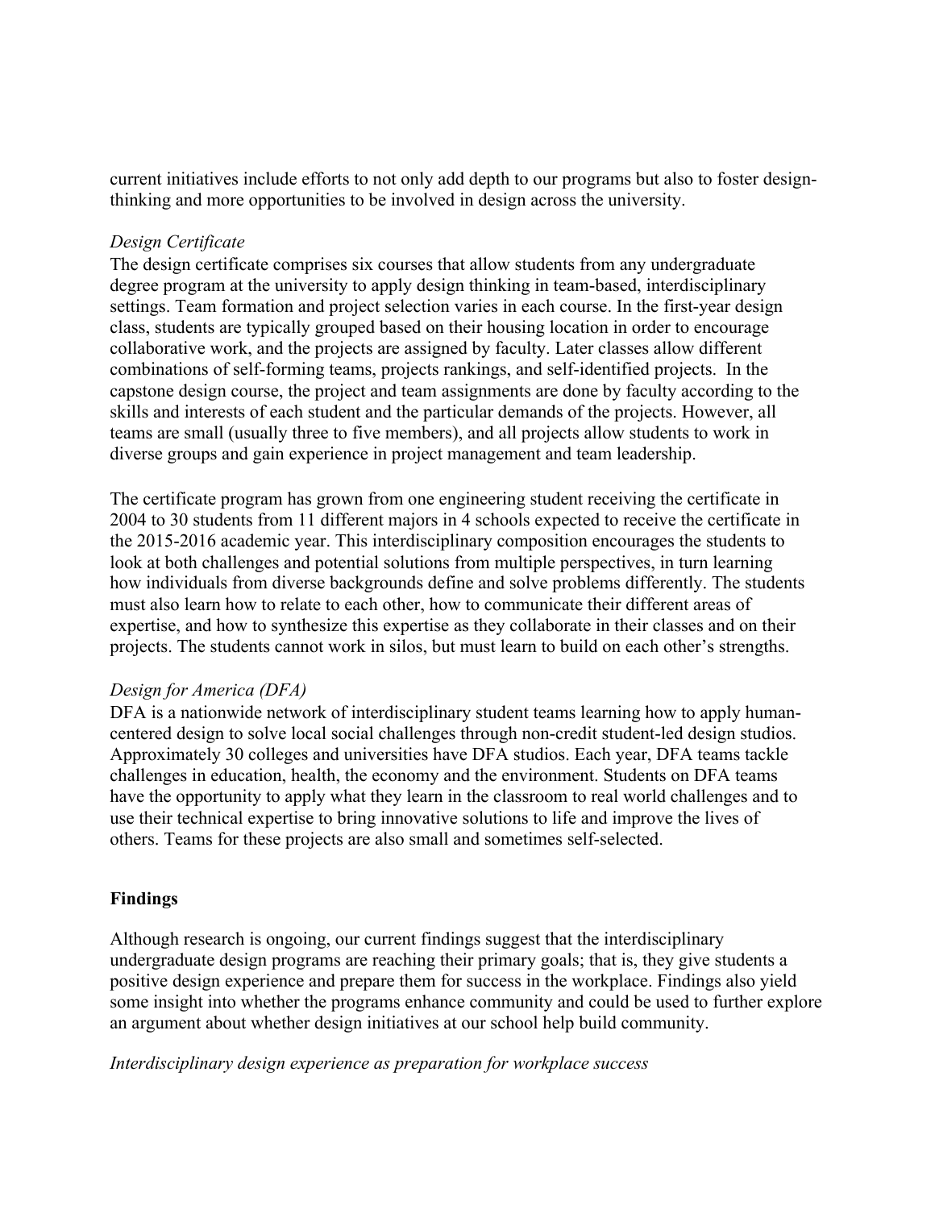current initiatives include efforts to not only add depth to our programs but also to foster design-thinking and more opportunities to be involved in design across the university.

*Design Certificate*

The design certificate comprises six courses that allow students from any undergraduate degree program at the university to apply design thinking in team-based, interdisciplinary settings. Team formation and project selection varies in each course. In the first-year design class, students are typically grouped based on their housing location in order to encourage collaborative work, and the projects are assigned by faculty. Later classes allow different combinations of self-forming teams, projects rankings, and self-identified projects. In the capstone design course, the project and team assignments are done by faculty according to the skills and interests of each student and the particular demands of the projects. However, all teams are small (usually three to five members), and all projects allow students to work in diverse groups and gain experience in project management and team leadership.

The certificate program has grown from one engineering student receiving the certificate in 2004 to 30 students from 11 different majors in 4 schools expected to receive the certificate in the 2015-2016 academic year. This interdisciplinary composition encourages the students to look at both challenges and potential solutions from multiple perspectives, in turn learning how individuals from diverse backgrounds define and solve problems differently. The students must also learn how to relate to each other, how to communicate their different areas of expertise, and how to synthesize this expertise as they collaborate in their classes and on their projects. The students cannot work in silos, but must learn to build on each other's strengths.

*Design for America (DFA)*

DFA is a nationwide network of interdisciplinary student teams learning how to apply human-centered design to solve local social challenges through non-credit student-led design studios. Approximately 30 colleges and universities have DFA studios. Each year, DFA teams tackle challenges in education, health, the economy and the environment. Students on DFA teams have the opportunity to apply what they learn in the classroom to real world challenges and to use their technical expertise to bring innovative solutions to life and improve the lives of others. Teams for these projects are also small and sometimes self-selected.

**Findings**

Although research is ongoing, our current findings suggest that the interdisciplinary undergraduate design programs are reaching their primary goals; that is, they give students a positive design experience and prepare them for success in the workplace. Findings also yield some insight into whether the programs enhance community and could be used to further explore an argument about whether design initiatives at our school help build community.

*Interdisciplinary design experience as preparation for workplace success*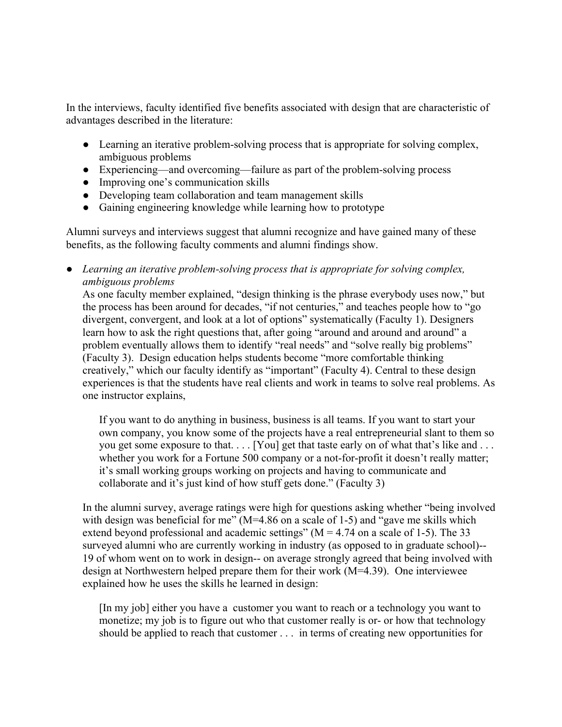In the interviews, faculty identified five benefits associated with design that are characteristic of advantages described in the literature:

- Learning an iterative problem-solving process that is appropriate for solving complex, ambiguous problems
- Experiencing—and overcoming—failure as part of the problem-solving process
- Improving one's communication skills
- Developing team collaboration and team management skills
- Gaining engineering knowledge while learning how to prototype

Alumni surveys and interviews suggest that alumni recognize and have gained many of these benefits, as the following faculty comments and alumni findings show.

- *Learning an iterative problem-solving process that is appropriate for solving complex, ambiguous problems*

  As one faculty member explained, "design thinking is the phrase everybody uses now," but the process has been around for decades, "if not centuries," and teaches people how to "go divergent, convergent, and look at a lot of options" systematically (Faculty 1). Designers learn how to ask the right questions that, after going "around and around and around" a problem eventually allows them to identify "real needs" and "solve really big problems" (Faculty 3). Design education helps students become "more comfortable thinking creatively," which our faculty identify as "important" (Faculty 4). Central to these design experiences is that the students have real clients and work in teams to solve real problems. As one instructor explains,

  > If you want to do anything in business, business is all teams. If you want to start your own company, you know some of the projects have a real entrepreneurial slant to them so you get some exposure to that. . . . [You] get that taste early on of what that's like and . . . whether you work for a Fortune 500 company or a not-for-profit it doesn't really matter; it's small working groups working on projects and having to communicate and collaborate and it's just kind of how stuff gets done." (Faculty 3)

  In the alumni survey, average ratings were high for questions asking whether "being involved with design was beneficial for me" (M=4.86 on a scale of 1-5) and "gave me skills which extend beyond professional and academic settings" (M = 4.74 on a scale of 1-5). The 33 surveyed alumni who are currently working in industry (as opposed to in graduate school)-- 19 of whom went on to work in design-- on average strongly agreed that being involved with design at Northwestern helped prepare them for their work (M=4.39). One interviewee explained how he uses the skills he learned in design:

  > [In my job] either you have a customer you want to reach or a technology you want to monetize; my job is to figure out who that customer really is or- or how that technology should be applied to reach that customer . . . in terms of creating new opportunities for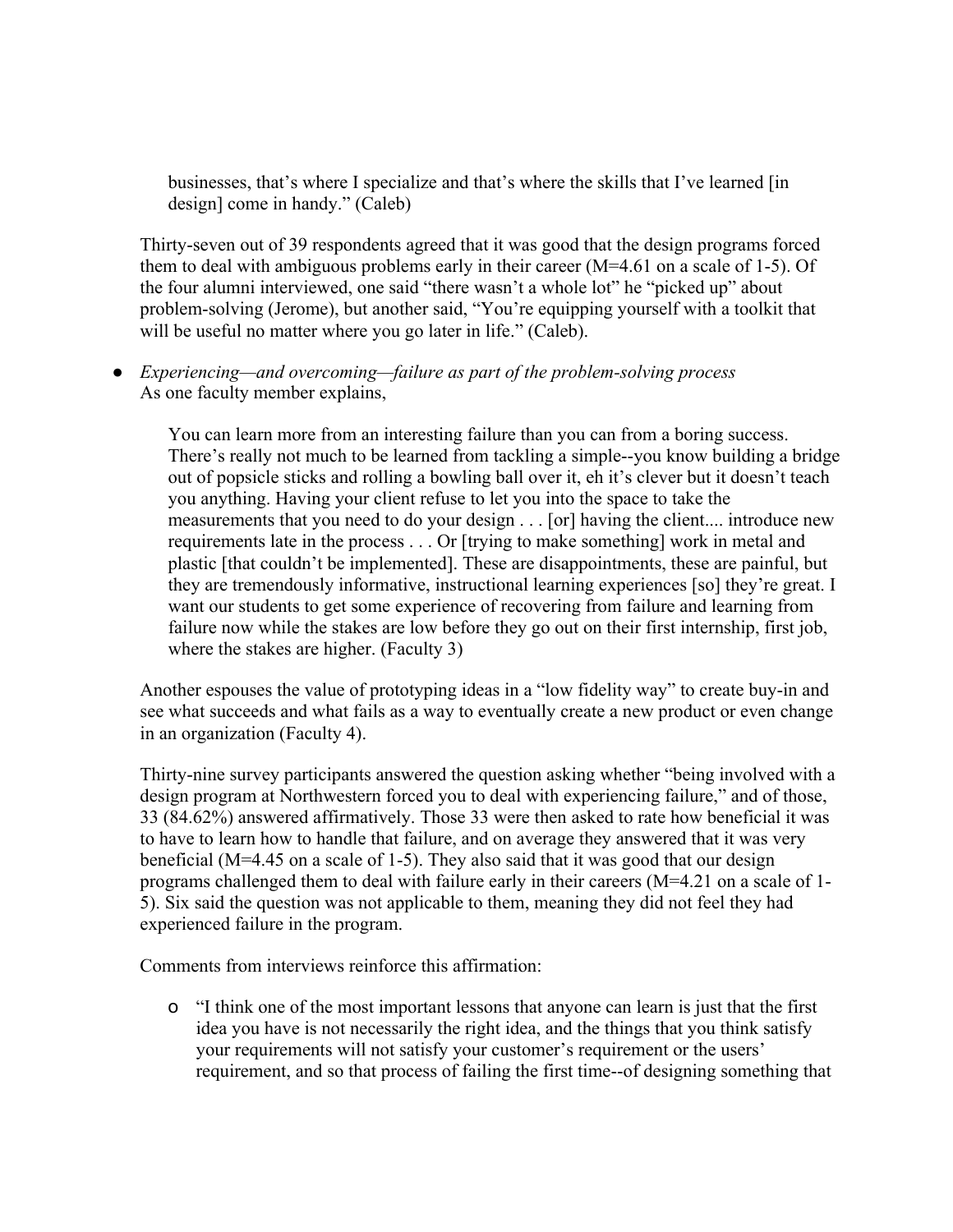> businesses, that's where I specialize and that's where the skills that I've learned [in design] come in handy." (Caleb)

Thirty-seven out of 39 respondents agreed that it was good that the design programs forced them to deal with ambiguous problems early in their career (M=4.61 on a scale of 1-5). Of the four alumni interviewed, one said "there wasn't a whole lot" he "picked up" about problem-solving (Jerome), but another said, "You're equipping yourself with a toolkit that will be useful no matter where you go later in life." (Caleb).

- *Experiencing—and overcoming—failure as part of the problem-solving process*
  As one faculty member explains,

> You can learn more from an interesting failure than you can from a boring success. There's really not much to be learned from tackling a simple--you know building a bridge out of popsicle sticks and rolling a bowling ball over it, eh it's clever but it doesn't teach you anything. Having your client refuse to let you into the space to take the measurements that you need to do your design . . . [or] having the client.... introduce new requirements late in the process . . . Or [trying to make something] work in metal and plastic [that couldn't be implemented]. These are disappointments, these are painful, but they are tremendously informative, instructional learning experiences [so] they're great. I want our students to get some experience of recovering from failure and learning from failure now while the stakes are low before they go out on their first internship, first job, where the stakes are higher. (Faculty 3)

Another espouses the value of prototyping ideas in a "low fidelity way" to create buy-in and see what succeeds and what fails as a way to eventually create a new product or even change in an organization (Faculty 4).

Thirty-nine survey participants answered the question asking whether "being involved with a design program at Northwestern forced you to deal with experiencing failure," and of those, 33 (84.62%) answered affirmatively. Those 33 were then asked to rate how beneficial it was to have to learn how to handle that failure, and on average they answered that it was very beneficial (M=4.45 on a scale of 1-5). They also said that it was good that our design programs challenged them to deal with failure early in their careers (M=4.21 on a scale of 1-5). Six said the question was not applicable to them, meaning they did not feel they had experienced failure in the program.

Comments from interviews reinforce this affirmation:

- "I think one of the most important lessons that anyone can learn is just that the first idea you have is not necessarily the right idea, and the things that you think satisfy your requirements will not satisfy your customer's requirement or the users' requirement, and so that process of failing the first time--of designing something that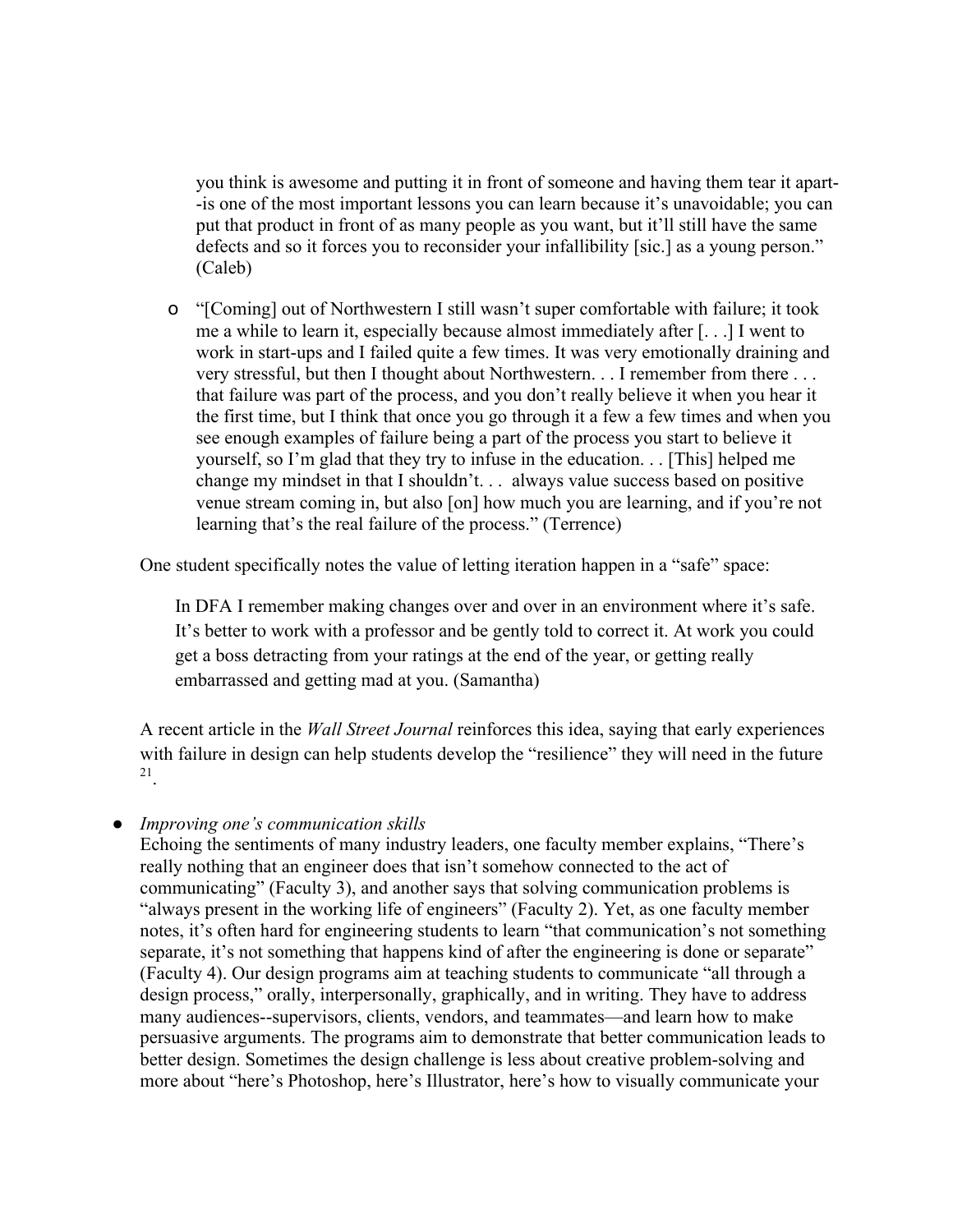you think is awesome and putting it in front of someone and having them tear it apart--is one of the most important lessons you can learn because it's unavoidable; you can put that product in front of as many people as you want, but it'll still have the same defects and so it forces you to reconsider your infallibility [sic.] as a young person." (Caleb)

  - "[Coming] out of Northwestern I still wasn't super comfortable with failure; it took me a while to learn it, especially because almost immediately after [. . .] I went to work in start-ups and I failed quite a few times. It was very emotionally draining and very stressful, but then I thought about Northwestern. . . I remember from there . . . that failure was part of the process, and you don't really believe it when you hear it the first time, but I think that once you go through it a few a few times and when you see enough examples of failure being a part of the process you start to believe it yourself, so I'm glad that they try to infuse in the education. . . [This] helped me change my mindset in that I shouldn't. . . always value success based on positive venue stream coming in, but also [on] how much you are learning, and if you're not learning that's the real failure of the process." (Terrence)

One student specifically notes the value of letting iteration happen in a "safe" space:

> In DFA I remember making changes over and over in an environment where it's safe. It's better to work with a professor and be gently told to correct it. At work you could get a boss detracting from your ratings at the end of the year, or getting really embarrassed and getting mad at you. (Samantha)

A recent article in the *Wall Street Journal* reinforces this idea, saying that early experiences with failure in design can help students develop the "resilience" they will need in the future [21].

- *Improving one's communication skills*
  Echoing the sentiments of many industry leaders, one faculty member explains, "There's really nothing that an engineer does that isn't somehow connected to the act of communicating" (Faculty 3), and another says that solving communication problems is "always present in the working life of engineers" (Faculty 2). Yet, as one faculty member notes, it's often hard for engineering students to learn "that communication's not something separate, it's not something that happens kind of after the engineering is done or separate" (Faculty 4). Our design programs aim at teaching students to communicate "all through a design process," orally, interpersonally, graphically, and in writing. They have to address many audiences--supervisors, clients, vendors, and teammates—and learn how to make persuasive arguments. The programs aim to demonstrate that better communication leads to better design. Sometimes the design challenge is less about creative problem-solving and more about "here's Photoshop, here's Illustrator, here's how to visually communicate your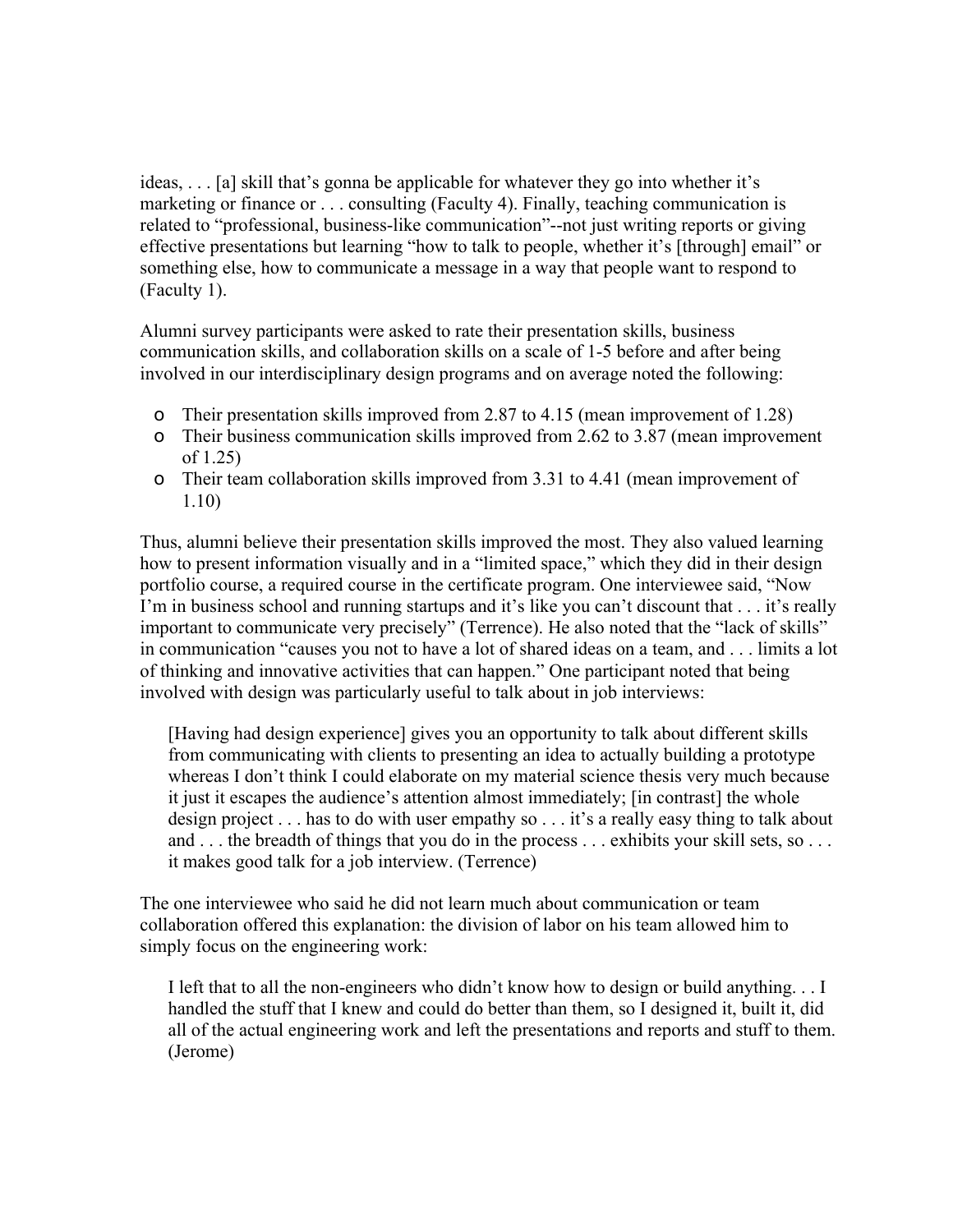ideas, . . . [a] skill that's gonna be applicable for whatever they go into whether it's marketing or finance or . . . consulting (Faculty 4). Finally, teaching communication is related to "professional, business-like communication"--not just writing reports or giving effective presentations but learning "how to talk to people, whether it's [through] email" or something else, how to communicate a message in a way that people want to respond to (Faculty 1).

Alumni survey participants were asked to rate their presentation skills, business communication skills, and collaboration skills on a scale of 1-5 before and after being involved in our interdisciplinary design programs and on average noted the following:

- Their presentation skills improved from 2.87 to 4.15 (mean improvement of 1.28)
- Their business communication skills improved from 2.62 to 3.87 (mean improvement of 1.25)
- Their team collaboration skills improved from 3.31 to 4.41 (mean improvement of 1.10)

Thus, alumni believe their presentation skills improved the most. They also valued learning how to present information visually and in a "limited space," which they did in their design portfolio course, a required course in the certificate program. One interviewee said, "Now I'm in business school and running startups and it's like you can't discount that . . . it's really important to communicate very precisely" (Terrence). He also noted that the "lack of skills" in communication "causes you not to have a lot of shared ideas on a team, and . . . limits a lot of thinking and innovative activities that can happen." One participant noted that being involved with design was particularly useful to talk about in job interviews:

> [Having had design experience] gives you an opportunity to talk about different skills from communicating with clients to presenting an idea to actually building a prototype whereas I don't think I could elaborate on my material science thesis very much because it just it escapes the audience's attention almost immediately; [in contrast] the whole design project . . . has to do with user empathy so . . . it's a really easy thing to talk about and . . . the breadth of things that you do in the process . . . exhibits your skill sets, so . . . it makes good talk for a job interview. (Terrence)

The one interviewee who said he did not learn much about communication or team collaboration offered this explanation: the division of labor on his team allowed him to simply focus on the engineering work:

> I left that to all the non-engineers who didn't know how to design or build anything. . . I handled the stuff that I knew and could do better than them, so I designed it, built it, did all of the actual engineering work and left the presentations and reports and stuff to them. (Jerome)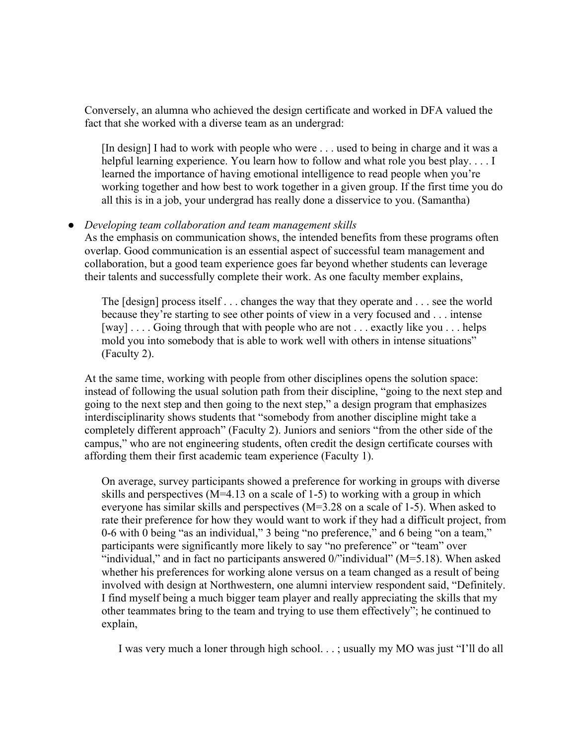Conversely, an alumna who achieved the design certificate and worked in DFA valued the fact that she worked with a diverse team as an undergrad:

> [In design] I had to work with people who were . . . used to being in charge and it was a helpful learning experience. You learn how to follow and what role you best play. . . . I learned the importance of having emotional intelligence to read people when you're working together and how best to work together in a given group. If the first time you do all this is in a job, your undergrad has really done a disservice to you. (Samantha)

- *Developing team collaboration and team management skills*

  As the emphasis on communication shows, the intended benefits from these programs often overlap. Good communication is an essential aspect of successful team management and collaboration, but a good team experience goes far beyond whether students can leverage their talents and successfully complete their work. As one faculty member explains,

  > The [design] process itself . . . changes the way that they operate and . . . see the world because they're starting to see other points of view in a very focused and . . . intense [way] . . . . Going through that with people who are not . . . exactly like you . . . helps mold you into somebody that is able to work well with others in intense situations" (Faculty 2).

  At the same time, working with people from other disciplines opens the solution space: instead of following the usual solution path from their discipline, "going to the next step and going to the next step and then going to the next step," a design program that emphasizes interdisciplinarity shows students that "somebody from another discipline might take a completely different approach" (Faculty 2). Juniors and seniors "from the other side of the campus," who are not engineering students, often credit the design certificate courses with affording them their first academic team experience (Faculty 1).

  > On average, survey participants showed a preference for working in groups with diverse skills and perspectives (M=4.13 on a scale of 1-5) to working with a group in which everyone has similar skills and perspectives (M=3.28 on a scale of 1-5). When asked to rate their preference for how they would want to work if they had a difficult project, from 0-6 with 0 being "as an individual," 3 being "no preference," and 6 being "on a team," participants were significantly more likely to say "no preference" or "team" over "individual," and in fact no participants answered 0/"individual" (M=5.18). When asked whether his preferences for working alone versus on a team changed as a result of being involved with design at Northwestern, one alumni interview respondent said, "Definitely. I find myself being a much bigger team player and really appreciating the skills that my other teammates bring to the team and trying to use them effectively"; he continued to explain,
  >
  > > I was very much a loner through high school. . . ; usually my MO was just "I'll do all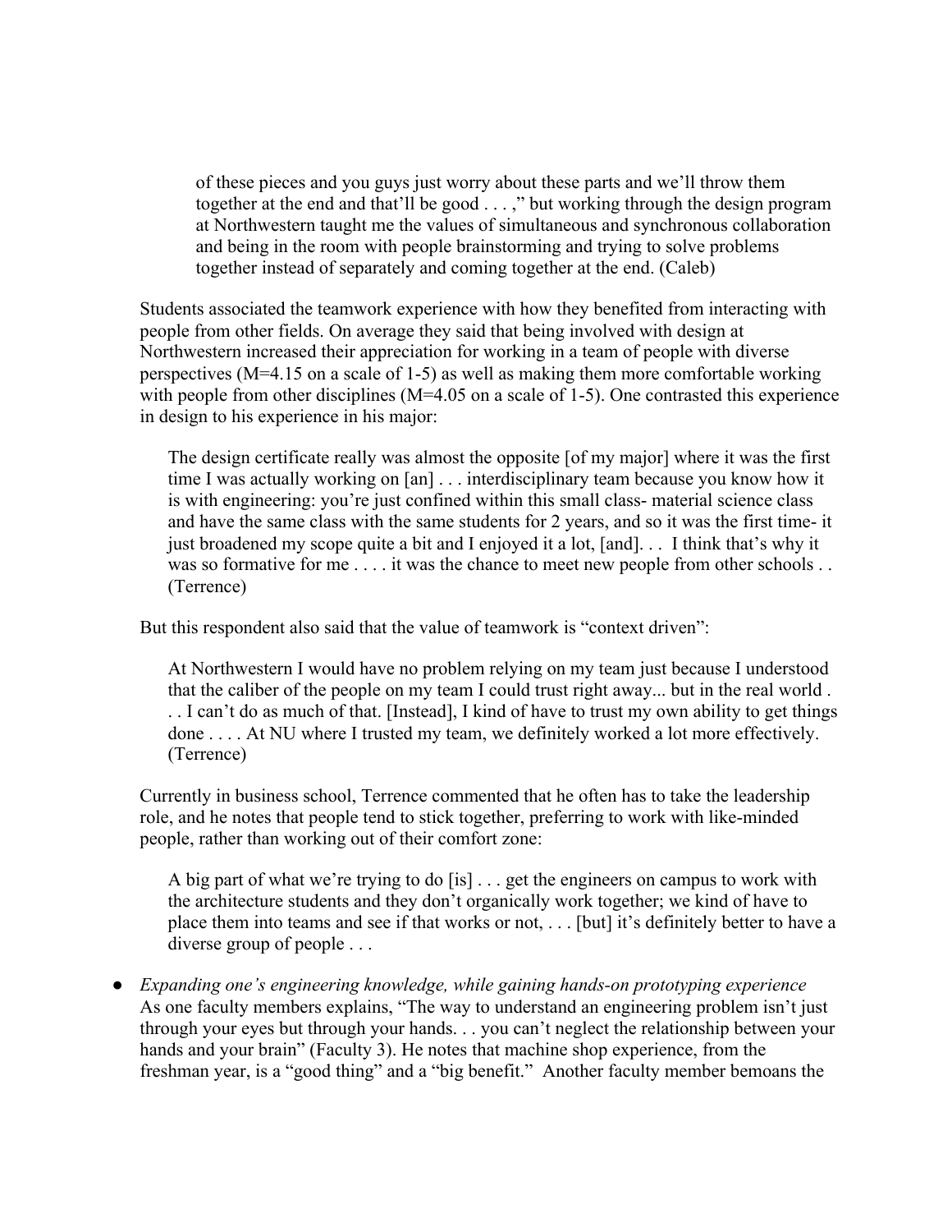> of these pieces and you guys just worry about these parts and we'll throw them together at the end and that'll be good . . . ," but working through the design program at Northwestern taught me the values of simultaneous and synchronous collaboration and being in the room with people brainstorming and trying to solve problems together instead of separately and coming together at the end. (Caleb)

Students associated the teamwork experience with how they benefited from interacting with people from other fields. On average they said that being involved with design at Northwestern increased their appreciation for working in a team of people with diverse perspectives (M=4.15 on a scale of 1-5) as well as making them more comfortable working with people from other disciplines (M=4.05 on a scale of 1-5). One contrasted this experience in design to his experience in his major:

> The design certificate really was almost the opposite [of my major] where it was the first time I was actually working on [an] . . . interdisciplinary team because you know how it is with engineering: you're just confined within this small class- material science class and have the same class with the same students for 2 years, and so it was the first time- it just broadened my scope quite a bit and I enjoyed it a lot, [and]. . . I think that's why it was so formative for me . . . . it was the chance to meet new people from other schools . . (Terrence)

But this respondent also said that the value of teamwork is "context driven":

> At Northwestern I would have no problem relying on my team just because I understood that the caliber of the people on my team I could trust right away... but in the real world . . . I can't do as much of that. [Instead], I kind of have to trust my own ability to get things done . . . . At NU where I trusted my team, we definitely worked a lot more effectively. (Terrence)

Currently in business school, Terrence commented that he often has to take the leadership role, and he notes that people tend to stick together, preferring to work with like-minded people, rather than working out of their comfort zone:

> A big part of what we're trying to do [is] . . . get the engineers on campus to work with the architecture students and they don't organically work together; we kind of have to place them into teams and see if that works or not, . . . [but] it's definitely better to have a diverse group of people . . .

- *Expanding one's engineering knowledge, while gaining hands-on prototyping experience*
  As one faculty members explains, "The way to understand an engineering problem isn't just through your eyes but through your hands. . . you can't neglect the relationship between your hands and your brain" (Faculty 3). He notes that machine shop experience, from the freshman year, is a "good thing" and a "big benefit." Another faculty member bemoans the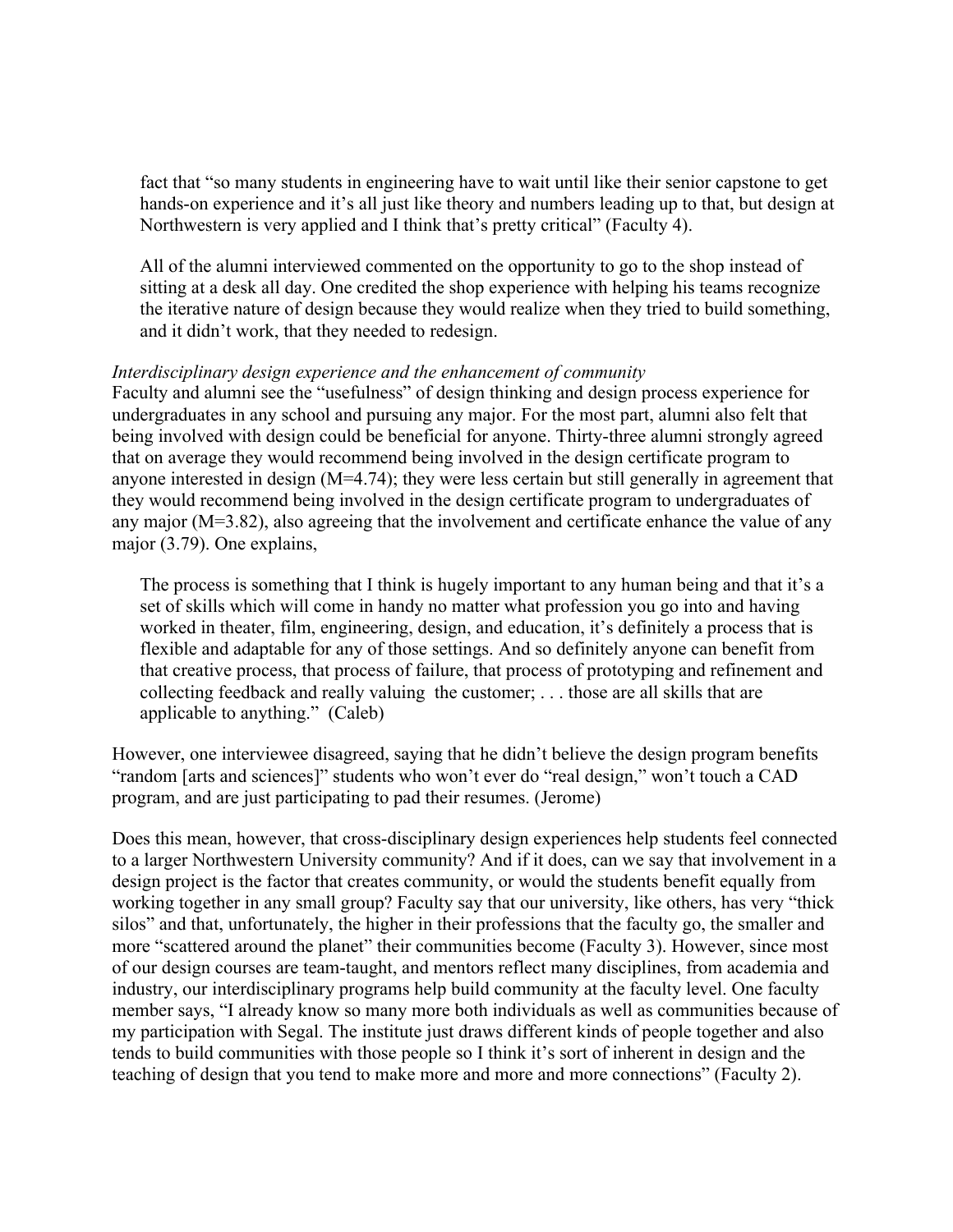> fact that "so many students in engineering have to wait until like their senior capstone to get hands-on experience and it's all just like theory and numbers leading up to that, but design at Northwestern is very applied and I think that's pretty critical" (Faculty 4).
>
> All of the alumni interviewed commented on the opportunity to go to the shop instead of sitting at a desk all day. One credited the shop experience with helping his teams recognize the iterative nature of design because they would realize when they tried to build something, and it didn't work, that they needed to redesign.

*Interdisciplinary design experience and the enhancement of community*

Faculty and alumni see the "usefulness" of design thinking and design process experience for undergraduates in any school and pursuing any major. For the most part, alumni also felt that being involved with design could be beneficial for anyone. Thirty-three alumni strongly agreed that on average they would recommend being involved in the design certificate program to anyone interested in design (M=4.74); they were less certain but still generally in agreement that they would recommend being involved in the design certificate program to undergraduates of any major (M=3.82), also agreeing that the involvement and certificate enhance the value of any major (3.79). One explains,

> The process is something that I think is hugely important to any human being and that it's a set of skills which will come in handy no matter what profession you go into and having worked in theater, film, engineering, design, and education, it's definitely a process that is flexible and adaptable for any of those settings. And so definitely anyone can benefit from that creative process, that process of failure, that process of prototyping and refinement and collecting feedback and really valuing the customer; . . . those are all skills that are applicable to anything." (Caleb)

However, one interviewee disagreed, saying that he didn't believe the design program benefits "random [arts and sciences]" students who won't ever do "real design," won't touch a CAD program, and are just participating to pad their resumes. (Jerome)

Does this mean, however, that cross-disciplinary design experiences help students feel connected to a larger Northwestern University community? And if it does, can we say that involvement in a design project is the factor that creates community, or would the students benefit equally from working together in any small group? Faculty say that our university, like others, has very "thick silos" and that, unfortunately, the higher in their professions that the faculty go, the smaller and more "scattered around the planet" their communities become (Faculty 3). However, since most of our design courses are team-taught, and mentors reflect many disciplines, from academia and industry, our interdisciplinary programs help build community at the faculty level. One faculty member says, "I already know so many more both individuals as well as communities because of my participation with Segal. The institute just draws different kinds of people together and also tends to build communities with those people so I think it's sort of inherent in design and the teaching of design that you tend to make more and more and more connections" (Faculty 2).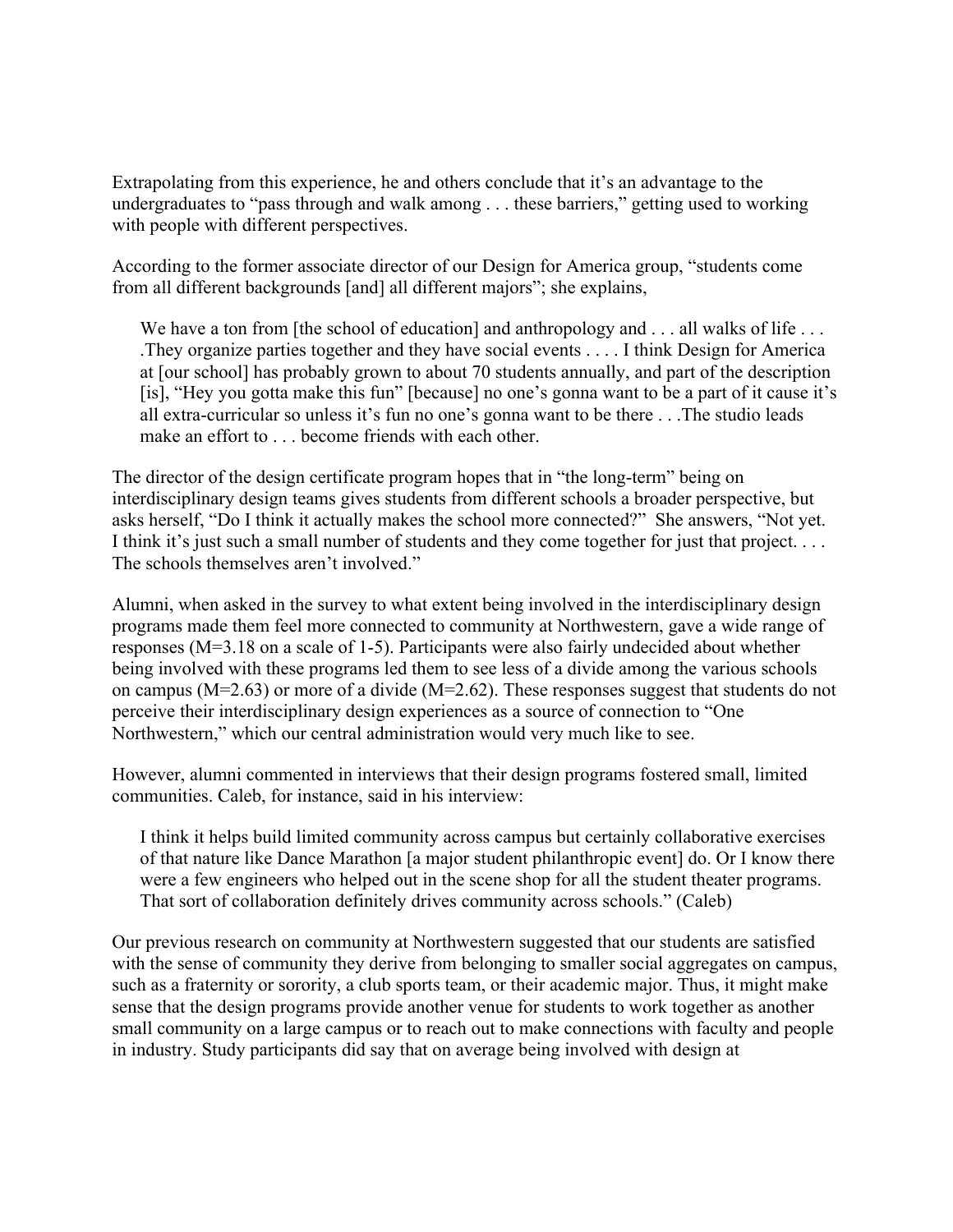Extrapolating from this experience, he and others conclude that it's an advantage to the undergraduates to "pass through and walk among . . . these barriers," getting used to working with people with different perspectives.

According to the former associate director of our Design for America group, "students come from all different backgrounds [and] all different majors"; she explains,

> We have a ton from [the school of education] and anthropology and . . . all walks of life . . . .They organize parties together and they have social events . . . . I think Design for America at [our school] has probably grown to about 70 students annually, and part of the description [is], "Hey you gotta make this fun" [because] no one's gonna want to be a part of it cause it's all extra-curricular so unless it's fun no one's gonna want to be there . . .The studio leads make an effort to . . . become friends with each other.

The director of the design certificate program hopes that in "the long-term" being on interdisciplinary design teams gives students from different schools a broader perspective, but asks herself, "Do I think it actually makes the school more connected?" She answers, "Not yet. I think it's just such a small number of students and they come together for just that project. . . . The schools themselves aren't involved."

Alumni, when asked in the survey to what extent being involved in the interdisciplinary design programs made them feel more connected to community at Northwestern, gave a wide range of responses (M=3.18 on a scale of 1-5). Participants were also fairly undecided about whether being involved with these programs led them to see less of a divide among the various schools on campus (M=2.63) or more of a divide (M=2.62). These responses suggest that students do not perceive their interdisciplinary design experiences as a source of connection to "One Northwestern," which our central administration would very much like to see.

However, alumni commented in interviews that their design programs fostered small, limited communities. Caleb, for instance, said in his interview:

> I think it helps build limited community across campus but certainly collaborative exercises of that nature like Dance Marathon [a major student philanthropic event] do. Or I know there were a few engineers who helped out in the scene shop for all the student theater programs. That sort of collaboration definitely drives community across schools." (Caleb)

Our previous research on community at Northwestern suggested that our students are satisfied with the sense of community they derive from belonging to smaller social aggregates on campus, such as a fraternity or sorority, a club sports team, or their academic major. Thus, it might make sense that the design programs provide another venue for students to work together as another small community on a large campus or to reach out to make connections with faculty and people in industry. Study participants did say that on average being involved with design at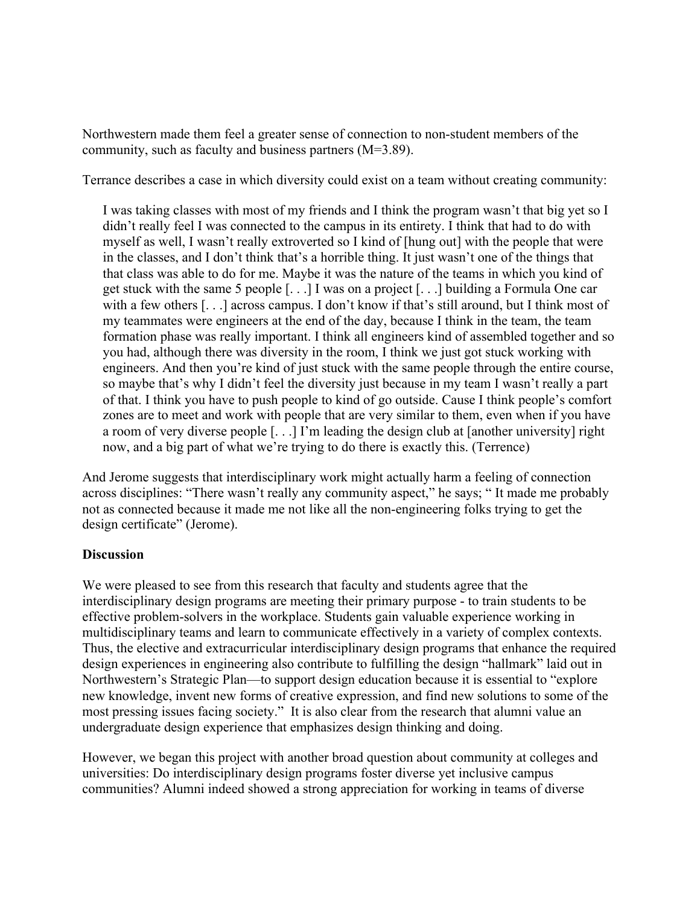Northwestern made them feel a greater sense of connection to non-student members of the community, such as faculty and business partners (M=3.89).

Terrance describes a case in which diversity could exist on a team without creating community:

> I was taking classes with most of my friends and I think the program wasn't that big yet so I didn't really feel I was connected to the campus in its entirety. I think that had to do with myself as well, I wasn't really extroverted so I kind of [hung out] with the people that were in the classes, and I don't think that's a horrible thing. It just wasn't one of the things that that class was able to do for me. Maybe it was the nature of the teams in which you kind of get stuck with the same 5 people [. . .] I was on a project [. . .] building a Formula One car with a few others [. . .] across campus. I don't know if that's still around, but I think most of my teammates were engineers at the end of the day, because I think in the team, the team formation phase was really important. I think all engineers kind of assembled together and so you had, although there was diversity in the room, I think we just got stuck working with engineers. And then you're kind of just stuck with the same people through the entire course, so maybe that's why I didn't feel the diversity just because in my team I wasn't really a part of that. I think you have to push people to kind of go outside. Cause I think people's comfort zones are to meet and work with people that are very similar to them, even when if you have a room of very diverse people [. . .] I'm leading the design club at [another university] right now, and a big part of what we're trying to do there is exactly this. (Terrence)

And Jerome suggests that interdisciplinary work might actually harm a feeling of connection across disciplines: "There wasn't really any community aspect," he says; " It made me probably not as connected because it made me not like all the non-engineering folks trying to get the design certificate" (Jerome).

**Discussion**

We were pleased to see from this research that faculty and students agree that the interdisciplinary design programs are meeting their primary purpose - to train students to be effective problem-solvers in the workplace. Students gain valuable experience working in multidisciplinary teams and learn to communicate effectively in a variety of complex contexts. Thus, the elective and extracurricular interdisciplinary design programs that enhance the required design experiences in engineering also contribute to fulfilling the design "hallmark" laid out in Northwestern's Strategic Plan—to support design education because it is essential to "explore new knowledge, invent new forms of creative expression, and find new solutions to some of the most pressing issues facing society." It is also clear from the research that alumni value an undergraduate design experience that emphasizes design thinking and doing.

However, we began this project with another broad question about community at colleges and universities: Do interdisciplinary design programs foster diverse yet inclusive campus communities? Alumni indeed showed a strong appreciation for working in teams of diverse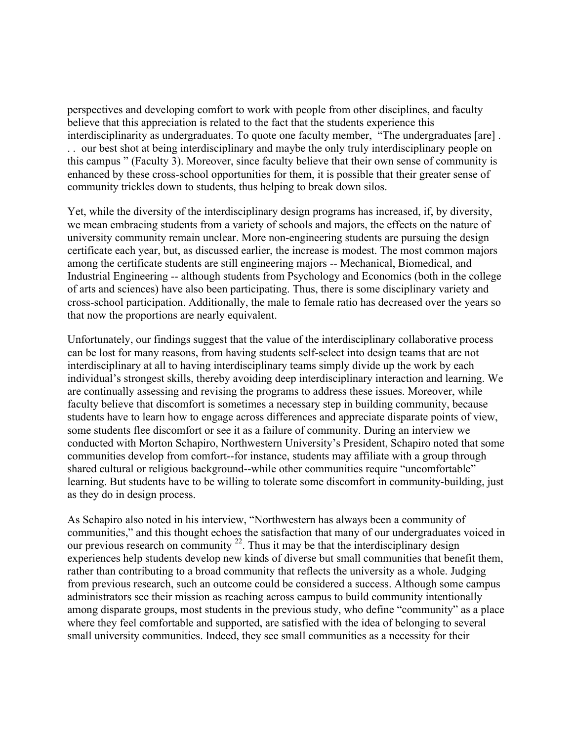perspectives and developing comfort to work with people from other disciplines, and faculty believe that this appreciation is related to the fact that the students experience this interdisciplinarity as undergraduates. To quote one faculty member, "The undergraduates [are] . . . our best shot at being interdisciplinary and maybe the only truly interdisciplinary people on this campus " (Faculty 3). Moreover, since faculty believe that their own sense of community is enhanced by these cross-school opportunities for them, it is possible that their greater sense of community trickles down to students, thus helping to break down silos.

Yet, while the diversity of the interdisciplinary design programs has increased, if, by diversity, we mean embracing students from a variety of schools and majors, the effects on the nature of university community remain unclear. More non-engineering students are pursuing the design certificate each year, but, as discussed earlier, the increase is modest. The most common majors among the certificate students are still engineering majors -- Mechanical, Biomedical, and Industrial Engineering -- although students from Psychology and Economics (both in the college of arts and sciences) have also been participating. Thus, there is some disciplinary variety and cross-school participation. Additionally, the male to female ratio has decreased over the years so that now the proportions are nearly equivalent.

Unfortunately, our findings suggest that the value of the interdisciplinary collaborative process can be lost for many reasons, from having students self-select into design teams that are not interdisciplinary at all to having interdisciplinary teams simply divide up the work by each individual's strongest skills, thereby avoiding deep interdisciplinary interaction and learning. We are continually assessing and revising the programs to address these issues. Moreover, while faculty believe that discomfort is sometimes a necessary step in building community, because students have to learn how to engage across differences and appreciate disparate points of view, some students flee discomfort or see it as a failure of community. During an interview we conducted with Morton Schapiro, Northwestern University's President, Schapiro noted that some communities develop from comfort--for instance, students may affiliate with a group through shared cultural or religious background--while other communities require "uncomfortable" learning. But students have to be willing to tolerate some discomfort in community-building, just as they do in design process.

As Schapiro also noted in his interview, "Northwestern has always been a community of communities," and this thought echoes the satisfaction that many of our undergraduates voiced in our previous research on community [22]. Thus it may be that the interdisciplinary design experiences help students develop new kinds of diverse but small communities that benefit them, rather than contributing to a broad community that reflects the university as a whole. Judging from previous research, such an outcome could be considered a success. Although some campus administrators see their mission as reaching across campus to build community intentionally among disparate groups, most students in the previous study, who define "community" as a place where they feel comfortable and supported, are satisfied with the idea of belonging to several small university communities. Indeed, they see small communities as a necessity for their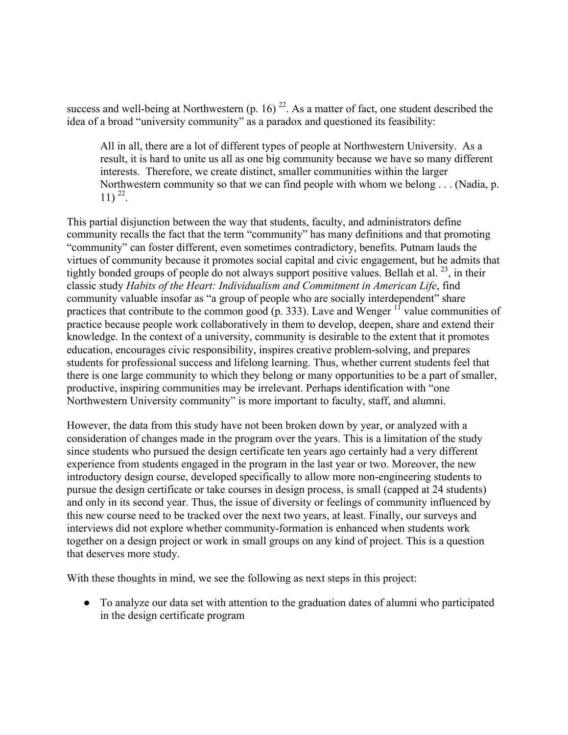success and well-being at Northwestern (p. 16) [22]. As a matter of fact, one student described the idea of a broad "university community" as a paradox and questioned its feasibility:

> All in all, there are a lot of different types of people at Northwestern University. As a result, it is hard to unite us all as one big community because we have so many different interests. Therefore, we create distinct, smaller communities within the larger Northwestern community so that we can find people with whom we belong . . . (Nadia, p. 11) [22].

This partial disjunction between the way that students, faculty, and administrators define community recalls the fact that the term "community" has many definitions and that promoting "community" can foster different, even sometimes contradictory, benefits. Putnam lauds the virtues of community because it promotes social capital and civic engagement, but he admits that tightly bonded groups of people do not always support positive values. Bellah et al. [23], in their classic study *Habits of the Heart: Individualism and Commitment in American Life*, find community valuable insofar as "a group of people who are socially interdependent" share practices that contribute to the common good (p. 333). Lave and Wenger [11] value communities of practice because people work collaboratively in them to develop, deepen, share and extend their knowledge. In the context of a university, community is desirable to the extent that it promotes education, encourages civic responsibility, inspires creative problem-solving, and prepares students for professional success and lifelong learning. Thus, whether current students feel that there is one large community to which they belong or many opportunities to be a part of smaller, productive, inspiring communities may be irrelevant. Perhaps identification with "one Northwestern University community" is more important to faculty, staff, and alumni.

However, the data from this study have not been broken down by year, or analyzed with a consideration of changes made in the program over the years. This is a limitation of the study since students who pursued the design certificate ten years ago certainly had a very different experience from students engaged in the program in the last year or two. Moreover, the new introductory design course, developed specifically to allow more non-engineering students to pursue the design certificate or take courses in design process, is small (capped at 24 students) and only in its second year. Thus, the issue of diversity or feelings of community influenced by this new course need to be tracked over the next two years, at least. Finally, our surveys and interviews did not explore whether community-formation is enhanced when students work together on a design project or work in small groups on any kind of project. This is a question that deserves more study.

With these thoughts in mind, we see the following as next steps in this project:

- To analyze our data set with attention to the graduation dates of alumni who participated in the design certificate program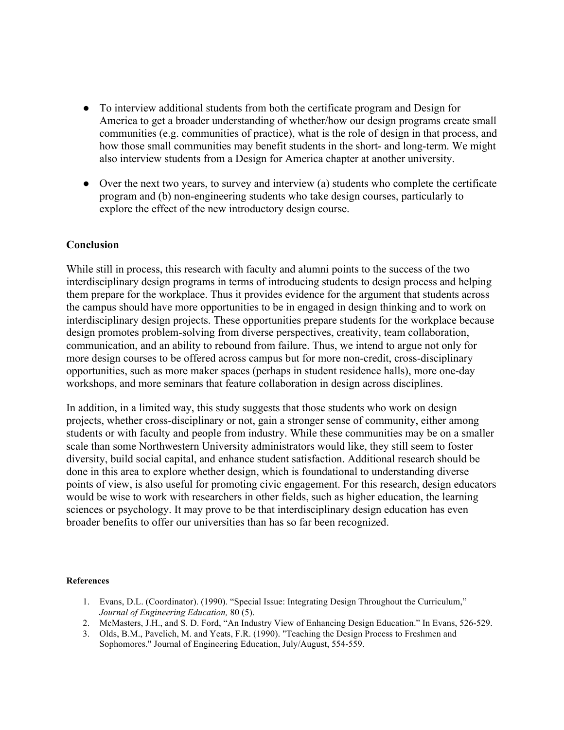- To interview additional students from both the certificate program and Design for America to get a broader understanding of whether/how our design programs create small communities (e.g. communities of practice), what is the role of design in that process, and how those small communities may benefit students in the short- and long-term. We might also interview students from a Design for America chapter at another university.

- Over the next two years, to survey and interview (a) students who complete the certificate program and (b) non-engineering students who take design courses, particularly to explore the effect of the new introductory design course.

## Conclusion

While still in process, this research with faculty and alumni points to the success of the two interdisciplinary design programs in terms of introducing students to design process and helping them prepare for the workplace. Thus it provides evidence for the argument that students across the campus should have more opportunities to be in engaged in design thinking and to work on interdisciplinary design projects. These opportunities prepare students for the workplace because design promotes problem-solving from diverse perspectives, creativity, team collaboration, communication, and an ability to rebound from failure. Thus, we intend to argue not only for more design courses to be offered across campus but for more non-credit, cross-disciplinary opportunities, such as more maker spaces (perhaps in student residence halls), more one-day workshops, and more seminars that feature collaboration in design across disciplines.

In addition, in a limited way, this study suggests that those students who work on design projects, whether cross-disciplinary or not, gain a stronger sense of community, either among students or with faculty and people from industry. While these communities may be on a smaller scale than some Northwestern University administrators would like, they still seem to foster diversity, build social capital, and enhance student satisfaction. Additional research should be done in this area to explore whether design, which is foundational to understanding diverse points of view, is also useful for promoting civic engagement. For this research, design educators would be wise to work with researchers in other fields, such as higher education, the learning sciences or psychology. It may prove to be that interdisciplinary design education has even broader benefits to offer our universities than has so far been recognized.

#### References

1. Evans, D.L. (Coordinator). (1990). "Special Issue: Integrating Design Throughout the Curriculum," *Journal of Engineering Education,* 80 (5).
2. McMasters, J.H., and S. D. Ford, "An Industry View of Enhancing Design Education." In Evans, 526-529.
3. Olds, B.M., Pavelich, M. and Yeats, F.R. (1990). "Teaching the Design Process to Freshmen and Sophomores." Journal of Engineering Education, July/August, 554-559.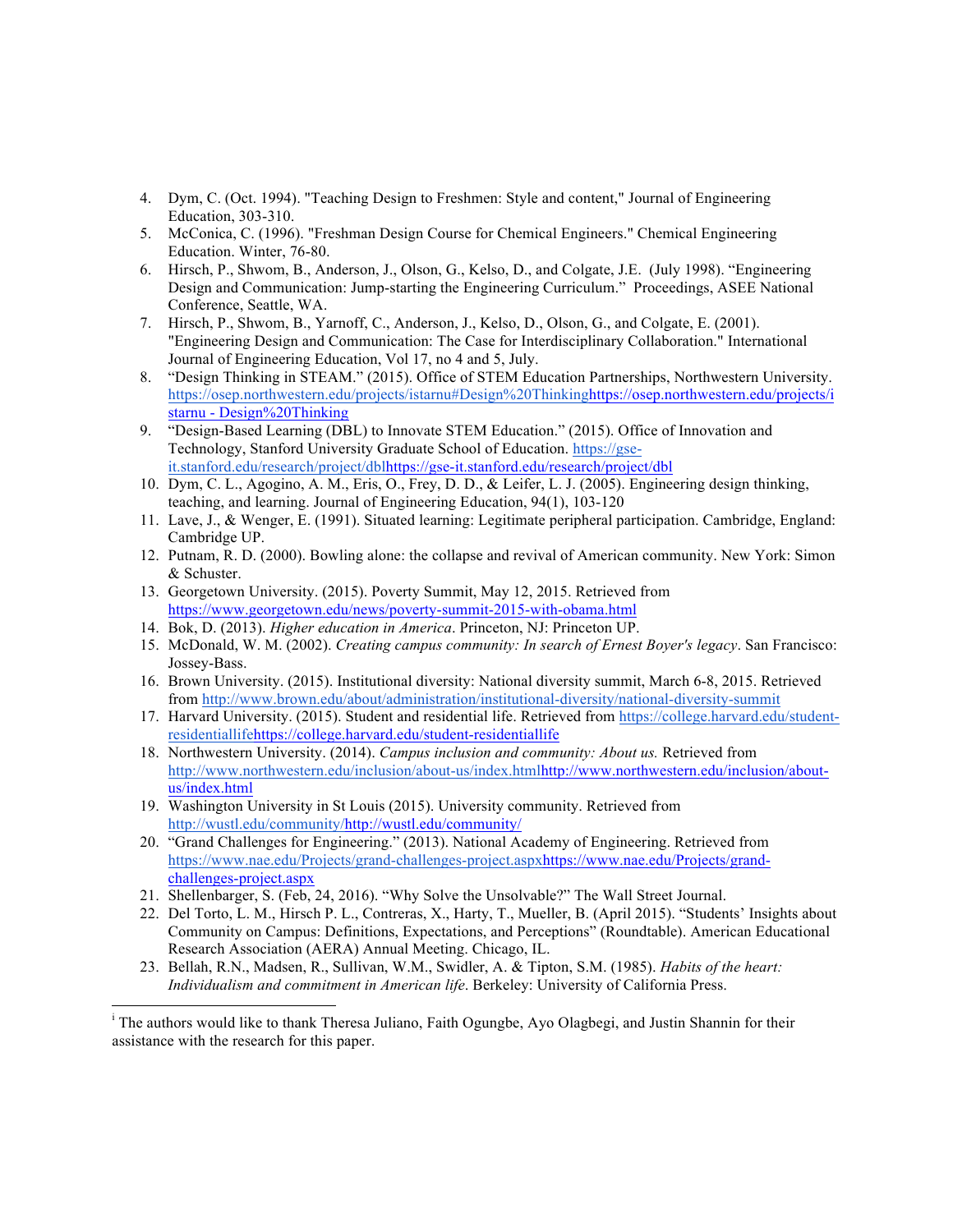4. Dym, C. (Oct. 1994). "Teaching Design to Freshmen: Style and content," Journal of Engineering Education, 303-310.
5. McConica, C. (1996). "Freshman Design Course for Chemical Engineers." Chemical Engineering Education. Winter, 76-80.
6. Hirsch, P., Shwom, B., Anderson, J., Olson, G., Kelso, D., and Colgate, J.E. (July 1998). "Engineering Design and Communication: Jump-starting the Engineering Curriculum." Proceedings, ASEE National Conference, Seattle, WA.
7. Hirsch, P., Shwom, B., Yarnoff, C., Anderson, J., Kelso, D., Olson, G., and Colgate, E. (2001). "Engineering Design and Communication: The Case for Interdisciplinary Collaboration." International Journal of Engineering Education, Vol 17, no 4 and 5, July.
8. "Design Thinking in STEAM." (2015). Office of STEM Education Partnerships, Northwestern University. https://osep.northwestern.edu/projects/istarnu#Design%20Thinkinghttps://osep.northwestern.edu/projects/istarnu - Design%20Thinking
9. "Design-Based Learning (DBL) to Innovate STEM Education." (2015). Office of Innovation and Technology, Stanford University Graduate School of Education. https://gse-it.stanford.edu/research/project/dblhttps://gse-it.stanford.edu/research/project/dbl
10. Dym, C. L., Agogino, A. M., Eris, O., Frey, D. D., & Leifer, L. J. (2005). Engineering design thinking, teaching, and learning. Journal of Engineering Education, 94(1), 103-120
11. Lave, J., & Wenger, E. (1991). Situated learning: Legitimate peripheral participation. Cambridge, England: Cambridge UP.
12. Putnam, R. D. (2000). Bowling alone: the collapse and revival of American community. New York: Simon & Schuster.
13. Georgetown University. (2015). Poverty Summit, May 12, 2015. Retrieved from https://www.georgetown.edu/news/poverty-summit-2015-with-obama.html
14. Bok, D. (2013). *Higher education in America*. Princeton, NJ: Princeton UP.
15. McDonald, W. M. (2002). *Creating campus community: In search of Ernest Boyer's legacy*. San Francisco: Jossey-Bass.
16. Brown University. (2015). Institutional diversity: National diversity summit, March 6-8, 2015. Retrieved from http://www.brown.edu/about/administration/institutional-diversity/national-diversity-summit
17. Harvard University. (2015). Student and residential life. Retrieved from https://college.harvard.edu/student-residentiallifehttps://college.harvard.edu/student-residentiallife
18. Northwestern University. (2014). *Campus inclusion and community: About us.* Retrieved from http://www.northwestern.edu/inclusion/about-us/index.htmlhttp://www.northwestern.edu/inclusion/about-us/index.html
19. Washington University in St Louis (2015). University community. Retrieved from http://wustl.edu/community/http://wustl.edu/community/
20. "Grand Challenges for Engineering." (2013). National Academy of Engineering. Retrieved from https://www.nae.edu/Projects/grand-challenges-project.aspxhttps://www.nae.edu/Projects/grand-challenges-project.aspx
21. Shellenbarger, S. (Feb, 24, 2016). "Why Solve the Unsolvable?" The Wall Street Journal.
22. Del Torto, L. M., Hirsch P. L., Contreras, X., Harty, T., Mueller, B. (April 2015). "Students' Insights about Community on Campus: Definitions, Expectations, and Perceptions" (Roundtable). American Educational Research Association (AERA) Annual Meeting. Chicago, IL.
23. Bellah, R.N., Madsen, R., Sullivan, W.M., Swidler, A. & Tipton, S.M. (1985). *Habits of the heart: Individualism and commitment in American life*. Berkeley: University of California Press.

---

[i] The authors would like to thank Theresa Juliano, Faith Ogungbe, Ayo Olagbegi, and Justin Shannin for their assistance with the research for this paper.